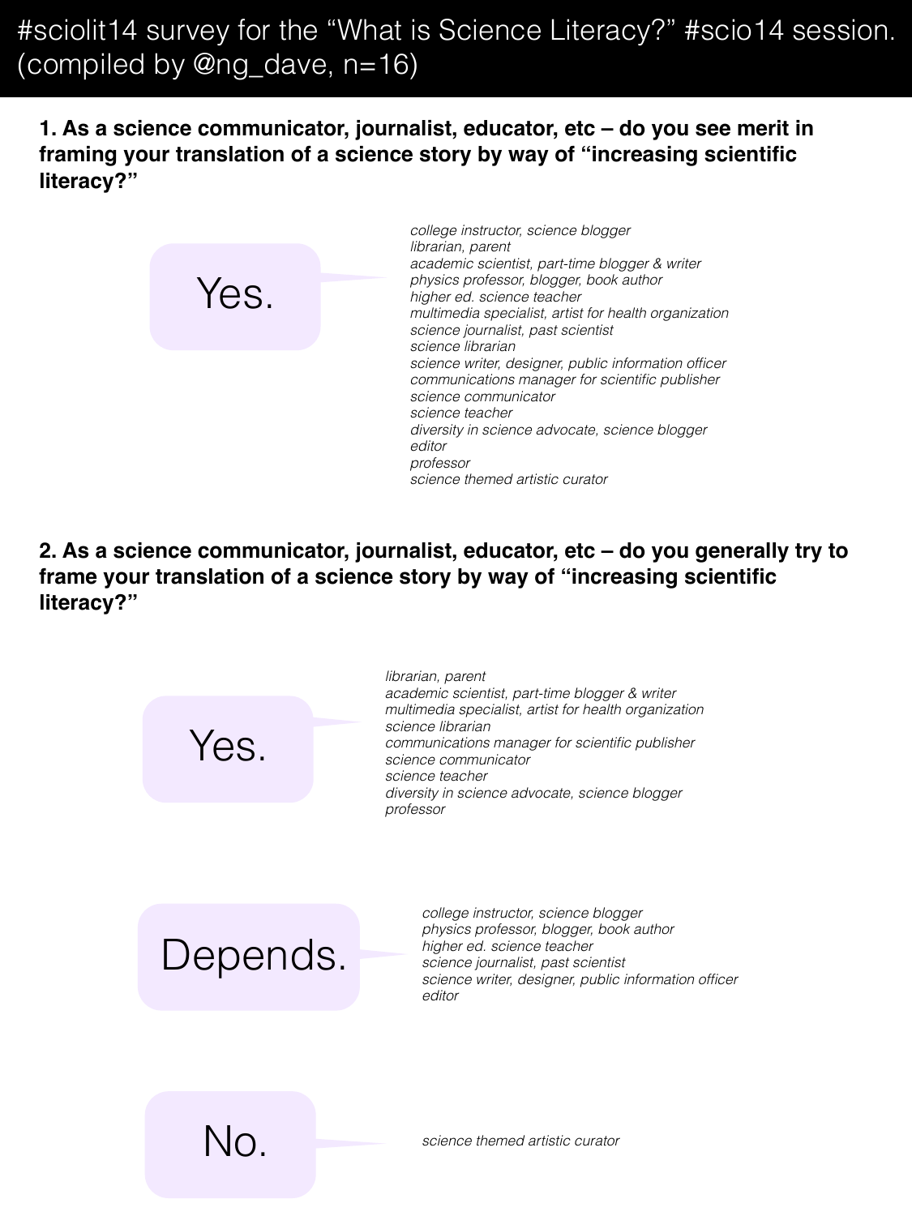# #sciolit14 survey for the "What is Science Literacy?" #scio14 session. (compiled by @ng_dave, n=16)

**1. As a science communicator, journalist, educator, etc – do you see merit in framing your translation of a science story by way of "increasing scientific literacy?"**

**Yes.**

- *college instructor, science blogger*
- *librarian, parent*
- *academic scientist, part-time blogger & writer*
- *physics professor, blogger, book author*
- *higher ed. science teacher*
- *multimedia specialist, artist for health organization*
- *science journalist, past scientist*
- *science librarian*
- *science writer, designer, public information officer*
- *communications manager for scientific publisher*
- *science communicator*
- *science teacher*
- *diversity in science advocate, science blogger*
- *editor*
- *professor*
- *science themed artistic curator*

**2. As a science communicator, journalist, educator, etc – do you generally try to frame your translation of a science story by way of "increasing scientific literacy?"**

**Yes.**

- *librarian, parent*
- *academic scientist, part-time blogger & writer*
- *multimedia specialist, artist for health organization*
- *science librarian*
- *communications manager for scientific publisher*
- *science communicator*
- *science teacher*
- *diversity in science advocate, science blogger*
- *professor*

**Depends.**

- *college instructor, science blogger*
- *physics professor, blogger, book author*
- *higher ed. science teacher*
- *science journalist, past scientist*
- *science writer, designer, public information officer*
- *editor*

**No.**

- *science themed artistic curator*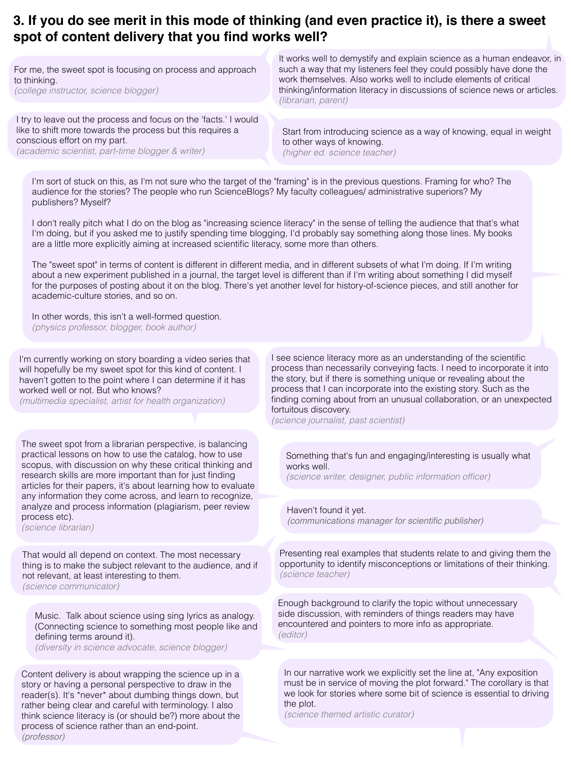## 3. If you do see merit in this mode of thinking (and even practice it), is there a sweet spot of content delivery that you find works well?

For me, the sweet spot is focusing on process and approach to thinking.
*(college instructor, science blogger)*

It works well to demystify and explain science as a human endeavor, in such a way that my listeners feel they could possibly have done the work themselves. Also works well to include elements of critical thinking/information literacy in discussions of science news or articles.
*(librarian, parent)*

I try to leave out the process and focus on the 'facts.' I would like to shift more towards the process but this requires a conscious effort on my part.
*(academic scientist, part-time blogger & writer)*

Start from introducing science as a way of knowing, equal in weight to other ways of knowing.
*(higher ed. science teacher)*

I'm sort of stuck on this, as I'm not sure who the target of the "framing" is in the previous questions. Framing for who? The audience for the stories? The people who run ScienceBlogs? My faculty colleagues/ administrative superiors? My publishers? Myself?

I don't really pitch what I do on the blog as "increasing science literacy" in the sense of telling the audience that that's what I'm doing, but if you asked me to justify spending time blogging, I'd probably say something along those lines. My books are a little more explicitly aiming at increased scientific literacy, some more than others.

The "sweet spot" in terms of content is different in different media, and in different subsets of what I'm doing. If I'm writing about a new experiment published in a journal, the target level is different than if I'm writing about something I did myself for the purposes of posting about it on the blog. There's yet another level for history-of-science pieces, and still another for academic-culture stories, and so on.

In other words, this isn't a well-formed question.
*(physics professor, blogger, book author)*

I'm currently working on story boarding a video series that will hopefully be my sweet spot for this kind of content. I haven't gotten to the point where I can determine if it has worked well or not. But who knows?
*(multimedia specialist, artist for health organization)*

I see science literacy more as an understanding of the scientific process than necessarily conveying facts. I need to incorporate it into the story, but if there is something unique or revealing about the process that I can incorporate into the existing story. Such as the finding coming about from an unusual collaboration, or an unexpected fortuitous discovery.
*(science journalist, past scientist)*

The sweet spot from a librarian perspective, is balancing practical lessons on how to use the catalog, how to use scopus, with discussion on why these critical thinking and research skills are more important than for just finding articles for their papers, it's about learning how to evaluate any information they come across, and learn to recognize, analyze and process information (plagiarism, peer review process etc).
*(science librarian)*

Something that's fun and engaging/interesting is usually what works well.
*(science writer, designer, public information officer)*

Haven't found it yet.
*(communications manager for scientific publisher)*

That would all depend on context. The most necessary thing is to make the subject relevant to the audience, and if not relevant, at least interesting to them.
*(science communicator)*

Presenting real examples that students relate to and giving them the opportunity to identify misconceptions or limitations of their thinking.
*(science teacher)*

Music. Talk about science using sing lyrics as analogy. (Connecting science to something most people like and defining terms around it).
*(diversity in science advocate, science blogger)*

Enough background to clarify the topic without unnecessary side discussion, with reminders of things readers may have encountered and pointers to more info as appropriate.
*(editor)*

Content delivery is about wrapping the science up in a story or having a personal perspective to draw in the reader(s). It's *never* about dumbing things down, but rather being clear and careful with terminology. I also think science literacy is (or should be?) more about the process of science rather than an end-point.
*(professor)*

In our narrative work we explicitly set the line at, "Any exposition must be in service of moving the plot forward." The corollary is that we look for stories where some bit of science is essential to driving the plot.
*(science themed artistic curator)*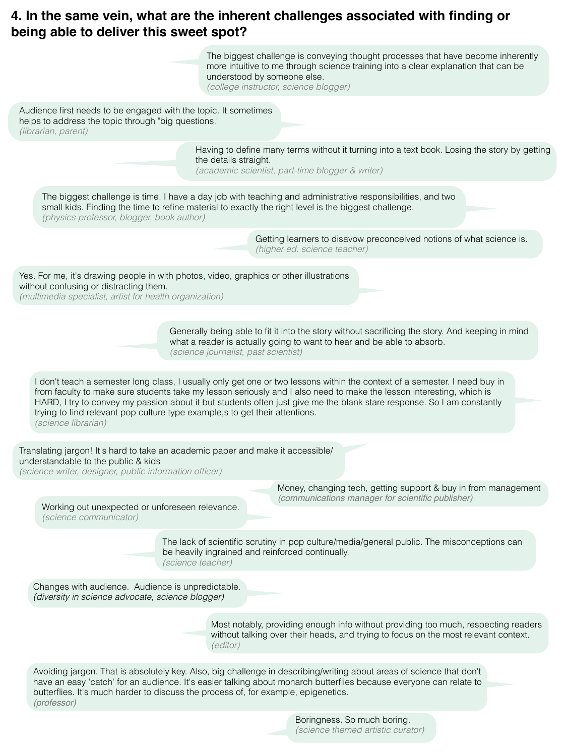## 4. In the same vein, what are the inherent challenges associated with finding or being able to deliver this sweet spot?

The biggest challenge is conveying thought processes that have become inherently more intuitive to me through science training into a clear explanation that can be understood by someone else.
*(college instructor, science blogger)*

Audience first needs to be engaged with the topic. It sometimes helps to address the topic through "big questions."
*(librarian, parent)*

Having to define many terms without it turning into a text book. Losing the story by getting the details straight.
*(academic scientist, part-time blogger & writer)*

The biggest challenge is time. I have a day job with teaching and administrative responsibilities, and two small kids. Finding the time to refine material to exactly the right level is the biggest challenge.
*(physics professor, blogger, book author)*

Getting learners to disavow preconceived notions of what science is.
*(higher ed. science teacher)*

Yes. For me, it's drawing people in with photos, video, graphics or other illustrations without confusing or distracting them.
*(multimedia specialist, artist for health organization)*

Generally being able to fit it into the story without sacrificing the story. And keeping in mind what a reader is actually going to want to hear and be able to absorb.
*(science journalist, past scientist)*

I don't teach a semester long class, I usually only get one or two lessons within the context of a semester. I need buy in from faculty to make sure students take my lesson seriously and I also need to make the lesson interesting, which is HARD, I try to convey my passion about it but students often just give me the blank stare response. So I am constantly trying to find relevant pop culture type example,s to get their attentions.
*(science librarian)*

Translating jargon! It's hard to take an academic paper and make it accessible/ understandable to the public & kids
*(science writer, designer, public information officer)*

Money, changing tech, getting support & buy in from management
***(communications manager for scientific publisher)***

Working out unexpected or unforeseen relevance.
*(science communicator)*

The lack of scientific scrutiny in pop culture/media/general public. The misconceptions can be heavily ingrained and reinforced continually.
*(science teacher)*

Changes with audience. Audience is unpredictable.
***(diversity in science advocate, science blogger)***

Most notably, providing enough info without providing too much, respecting readers without talking over their heads, and trying to focus on the most relevant context.
*(editor)*

Avoiding jargon. That is absolutely key. Also, big challenge in describing/writing about areas of science that don't have an easy 'catch' for an audience. It's easier talking about monarch butterflies because everyone can relate to butterflies. It's much harder to discuss the process of, for example, epigenetics.
*(professor)*

Boringness. So much boring.
*(science themed artistic curator)*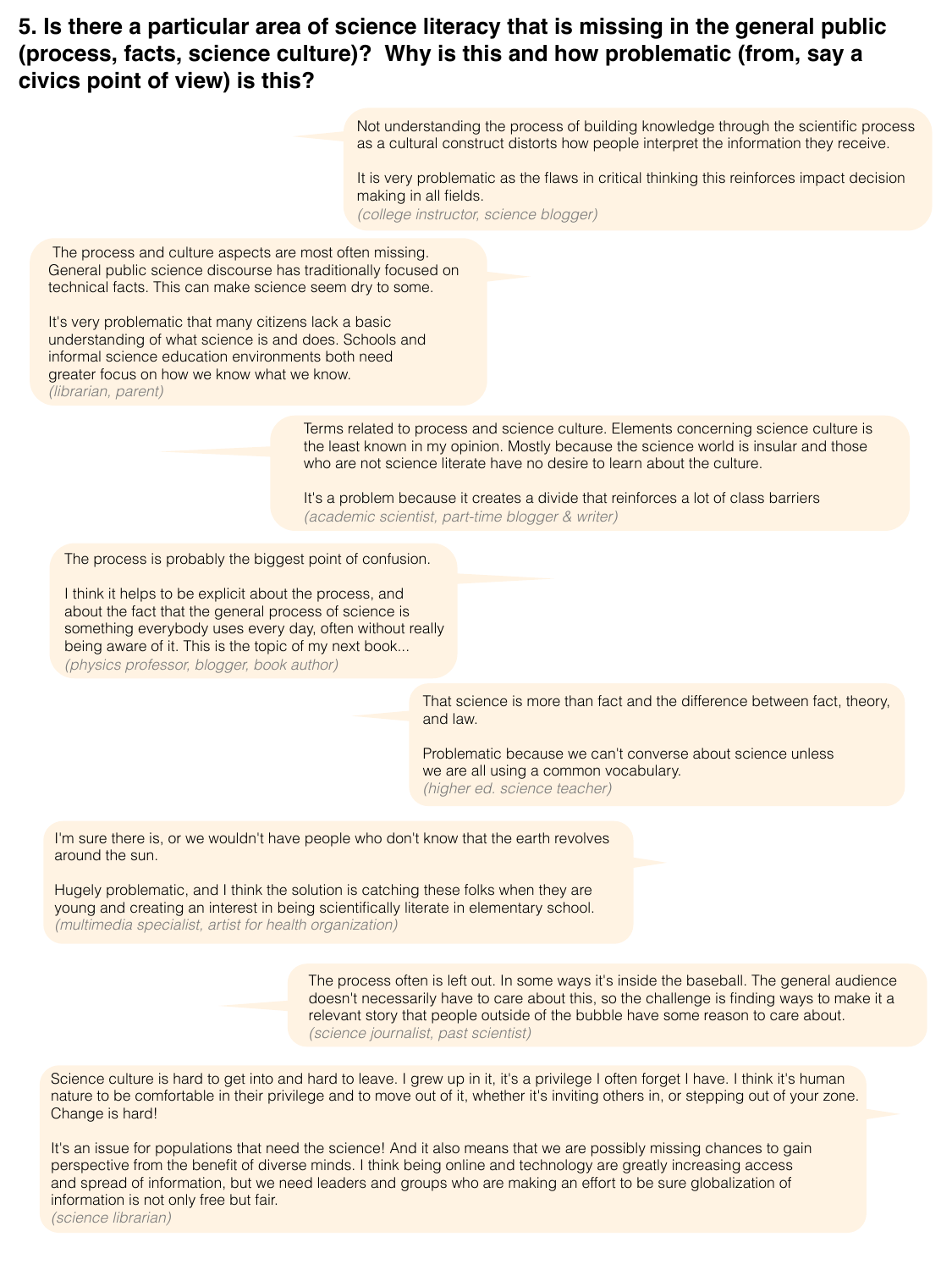## 5. Is there a particular area of science literacy that is missing in the general public (process, facts, science culture)? Why is this and how problematic (from, say a civics point of view) is this?

Not understanding the process of building knowledge through the scientific process as a cultural construct distorts how people interpret the information they receive.

It is very problematic as the flaws in critical thinking this reinforces impact decision making in all fields.

*(college instructor, science blogger)*

The process and culture aspects are most often missing. General public science discourse has traditionally focused on technical facts. This can make science seem dry to some.

It's very problematic that many citizens lack a basic understanding of what science is and does. Schools and informal science education environments both need greater focus on how we know what we know.

*(librarian, parent)*

Terms related to process and science culture. Elements concerning science culture is the least known in my opinion. Mostly because the science world is insular and those who are not science literate have no desire to learn about the culture.

It's a problem because it creates a divide that reinforces a lot of class barriers

*(academic scientist, part-time blogger & writer)*

The process is probably the biggest point of confusion.

I think it helps to be explicit about the process, and about the fact that the general process of science is something everybody uses every day, often without really being aware of it. This is the topic of my next book...

*(physics professor, blogger, book author)*

That science is more than fact and the difference between fact, theory, and law.

Problematic because we can't converse about science unless we are all using a common vocabulary.

*(higher ed. science teacher)*

I'm sure there is, or we wouldn't have people who don't know that the earth revolves around the sun.

Hugely problematic, and I think the solution is catching these folks when they are young and creating an interest in being scientifically literate in elementary school.

*(multimedia specialist, artist for health organization)*

The process often is left out. In some ways it's inside the baseball. The general audience doesn't necessarily have to care about this, so the challenge is finding ways to make it a relevant story that people outside of the bubble have some reason to care about.

*(science journalist, past scientist)*

Science culture is hard to get into and hard to leave. I grew up in it, it's a privilege I often forget I have. I think it's human nature to be comfortable in their privilege and to move out of it, whether it's inviting others in, or stepping out of your zone. Change is hard!

It's an issue for populations that need the science! And it also means that we are possibly missing chances to gain perspective from the benefit of diverse minds. I think being online and technology are greatly increasing access and spread of information, but we need leaders and groups who are making an effort to be sure globalization of information is not only free but fair.

*(science librarian)*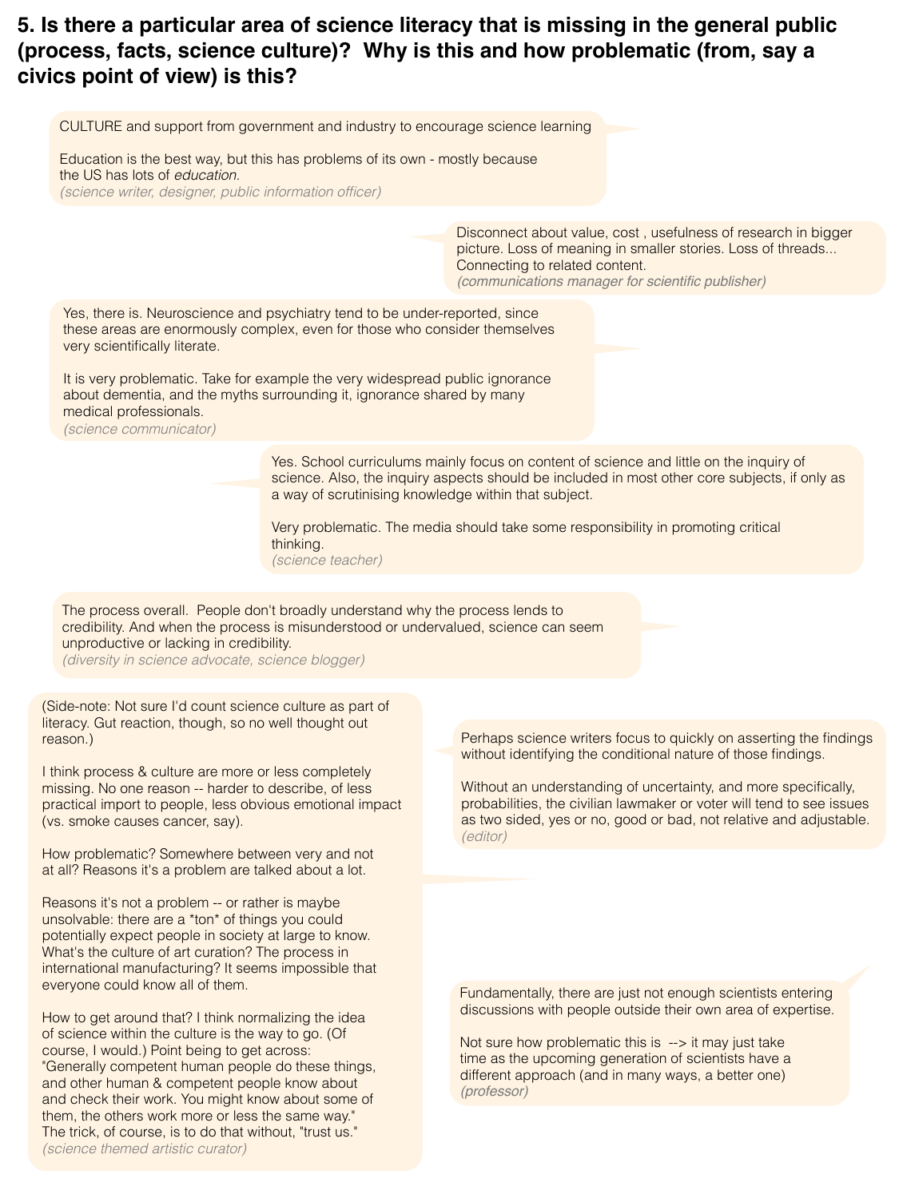## 5. Is there a particular area of science literacy that is missing in the general public (process, facts, science culture)? Why is this and how problematic (from, say a civics point of view) is this?

CULTURE and support from government and industry to encourage science learning

Education is the best way, but this has problems of its own - mostly because the US has lots of *education*.

*(science writer, designer, public information officer)*

---

Disconnect about value, cost , usefulness of research in bigger picture. Loss of meaning in smaller stories. Loss of threads... Connecting to related content.

*(communications manager for scientific publisher)*

---

Yes, there is. Neuroscience and psychiatry tend to be under-reported, since these areas are enormously complex, even for those who consider themselves very scientifically literate.

It is very problematic. Take for example the very widespread public ignorance about dementia, and the myths surrounding it, ignorance shared by many medical professionals.

*(science communicator)*

---

Yes. School curriculums mainly focus on content of science and little on the inquiry of science. Also, the inquiry aspects should be included in most other core subjects, if only as a way of scrutinising knowledge within that subject.

Very problematic. The media should take some responsibility in promoting critical thinking.

*(science teacher)*

---

The process overall. People don't broadly understand why the process lends to credibility. And when the process is misunderstood or undervalued, science can seem unproductive or lacking in credibility.

*(diversity in science advocate, science blogger)*

---

(Side-note: Not sure I'd count science culture as part of literacy. Gut reaction, though, so no well thought out reason.)

I think process & culture are more or less completely missing. No one reason -- harder to describe, of less practical import to people, less obvious emotional impact (vs. smoke causes cancer, say).

How problematic? Somewhere between very and not at all? Reasons it's a problem are talked about a lot.

Reasons it's not a problem -- or rather is maybe unsolvable: there are a *ton* of things you could potentially expect people in society at large to know. What's the culture of art curation? The process in international manufacturing? It seems impossible that everyone could know all of them.

How to get around that? I think normalizing the idea of science within the culture is the way to go. (Of course, I would.) Point being to get across: "Generally competent human people do these things, and other human & competent people know about and check their work. You might know about some of them, the others work more or less the same way." The trick, of course, is to do that without, "trust us."

*(science themed artistic curator)*

---

Perhaps science writers focus to quickly on asserting the findings without identifying the conditional nature of those findings.

Without an understanding of uncertainty, and more specifically, probabilities, the civilian lawmaker or voter will tend to see issues as two sided, yes or no, good or bad, not relative and adjustable.

*(editor)*

---

Fundamentally, there are just not enough scientists entering discussions with people outside their own area of expertise.

Not sure how problematic this is --> it may just take time as the upcoming generation of scientists have a different approach (and in many ways, a better one)

*(professor)*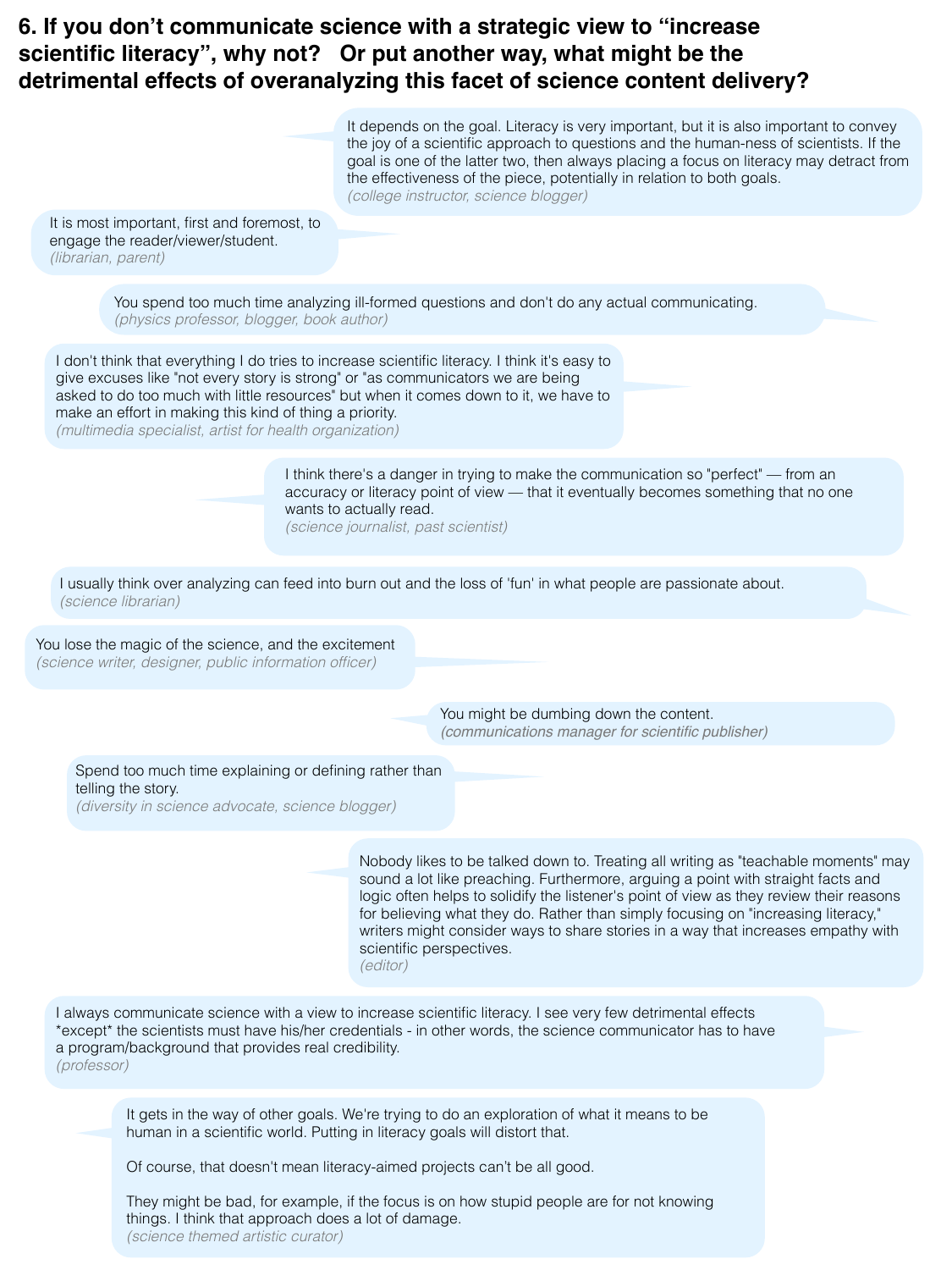## 6. If you don't communicate science with a strategic view to "increase scientific literacy", why not? Or put another way, what might be the detrimental effects of overanalyzing this facet of science content delivery?

It depends on the goal. Literacy is very important, but it is also important to convey the joy of a scientific approach to questions and the human-ness of scientists. If the goal is one of the latter two, then always placing a focus on literacy may detract from the effectiveness of the piece, potentially in relation to both goals.
*(college instructor, science blogger)*

It is most important, first and foremost, to engage the reader/viewer/student.
*(librarian, parent)*

You spend too much time analyzing ill-formed questions and don't do any actual communicating.
*(physics professor, blogger, book author)*

I don't think that everything I do tries to increase scientific literacy. I think it's easy to give excuses like "not every story is strong" or "as communicators we are being asked to do too much with little resources" but when it comes down to it, we have to make an effort in making this kind of thing a priority.
*(multimedia specialist, artist for health organization)*

I think there's a danger in trying to make the communication so "perfect" — from an accuracy or literacy point of view — that it eventually becomes something that no one wants to actually read.
*(science journalist, past scientist)*

I usually think over analyzing can feed into burn out and the loss of 'fun' in what people are passionate about.
*(science librarian)*

You lose the magic of the science, and the excitement
*(science writer, designer, public information officer)*

You might be dumbing down the content.
*(communications manager for scientific publisher)*

Spend too much time explaining or defining rather than telling the story.
*(diversity in science advocate, science blogger)*

Nobody likes to be talked down to. Treating all writing as "teachable moments" may sound a lot like preaching. Furthermore, arguing a point with straight facts and logic often helps to solidify the listener's point of view as they review their reasons for believing what they do. Rather than simply focusing on "increasing literacy," writers might consider ways to share stories in a way that increases empathy with scientific perspectives.
*(editor)*

I always communicate science with a view to increase scientific literacy. I see very few detrimental effects *except* the scientists must have his/her credentials - in other words, the science communicator has to have a program/background that provides real credibility.
*(professor)*

It gets in the way of other goals. We're trying to do an exploration of what it means to be human in a scientific world. Putting in literacy goals will distort that.

Of course, that doesn't mean literacy-aimed projects can't be all good.

They might be bad, for example, if the focus is on how stupid people are for not knowing things. I think that approach does a lot of damage.
*(science themed artistic curator)*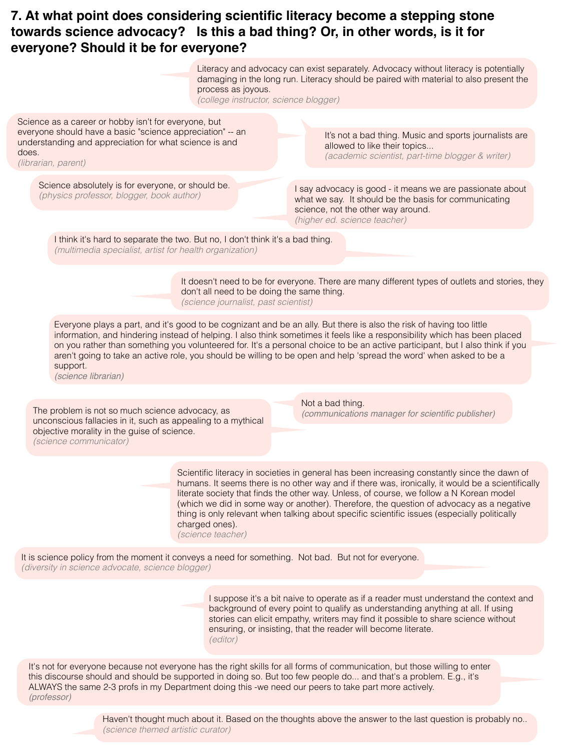## 7. At what point does considering scientific literacy become a stepping stone towards science advocacy? Is this a bad thing? Or, in other words, is it for everyone? Should it be for everyone?

Literacy and advocacy can exist separately. Advocacy without literacy is potentially damaging in the long run. Literacy should be paired with material to also present the process as joyous.
*(college instructor, science blogger)*

Science as a career or hobby isn't for everyone, but everyone should have a basic "science appreciation" -- an understanding and appreciation for what science is and does.
*(librarian, parent)*

It's not a bad thing. Music and sports journalists are allowed to like their topics...
*(academic scientist, part-time blogger & writer)*

Science absolutely is for everyone, or should be.
*(physics professor, blogger, book author)*

I say advocacy is good - it means we are passionate about what we say. It should be the basis for communicating science, not the other way around.
*(higher ed. science teacher)*

I think it's hard to separate the two. But no, I don't think it's a bad thing.
*(multimedia specialist, artist for health organization)*

It doesn't need to be for everyone. There are many different types of outlets and stories, they don't all need to be doing the same thing.
*(science journalist, past scientist)*

Everyone plays a part, and it's good to be cognizant and be an ally. But there is also the risk of having too little information, and hindering instead of helping. I also think sometimes it feels like a responsibility which has been placed on you rather than something you volunteered for. It's a personal choice to be an active participant, but I also think if you aren't going to take an active role, you should be willing to be open and help 'spread the word' when asked to be a support.
*(science librarian)*

The problem is not so much science advocacy, as unconscious fallacies in it, such as appealing to a mythical objective morality in the guise of science.
*(science communicator)*

Not a bad thing.
*(communications manager for scientific publisher)*

Scientific literacy in societies in general has been increasing constantly since the dawn of humans. It seems there is no other way and if there was, ironically, it would be a scientifically literate society that finds the other way. Unless, of course, we follow a N Korean model (which we did in some way or another). Therefore, the question of advocacy as a negative thing is only relevant when talking about specific scientific issues (especially politically charged ones).
*(science teacher)*

It is science policy from the moment it conveys a need for something. Not bad. But not for everyone.
*(diversity in science advocate, science blogger)*

I suppose it's a bit naive to operate as if a reader must understand the context and background of every point to qualify as understanding anything at all. If using stories can elicit empathy, writers may find it possible to share science without ensuring, or insisting, that the reader will become literate.
*(editor)*

It's not for everyone because not everyone has the right skills for all forms of communication, but those willing to enter this discourse should and should be supported in doing so. But too few people do... and that's a problem. E.g., it's ALWAYS the same 2-3 profs in my Department doing this -we need our peers to take part more actively.
*(professor)*

Haven't thought much about it. Based on the thoughts above the answer to the last question is probably no..
*(science themed artistic curator)*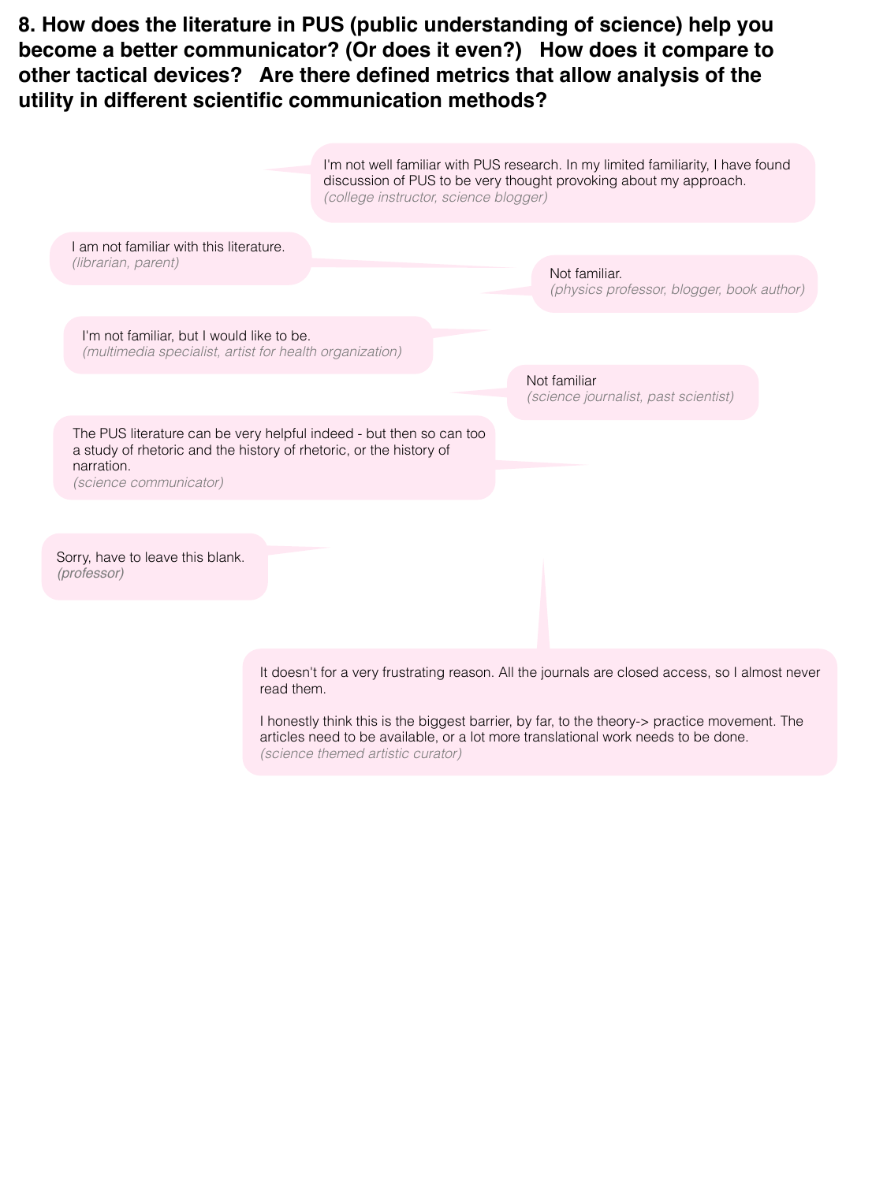**8. How does the literature in PUS (public understanding of science) help you become a better communicator? (Or does it even?) How does it compare to other tactical devices? Are there defined metrics that allow analysis of the utility in different scientific communication methods?**

I'm not well familiar with PUS research. In my limited familiarity, I have found discussion of PUS to be very thought provoking about my approach.
*(college instructor, science blogger)*

I am not familiar with this literature.
*(librarian, parent)*

Not familiar.
*(physics professor, blogger, book author)*

I'm not familiar, but I would like to be.
*(multimedia specialist, artist for health organization)*

Not familiar
*(science journalist, past scientist)*

The PUS literature can be very helpful indeed - but then so can too a study of rhetoric and the history of rhetoric, or the history of narration.
*(science communicator)*

Sorry, have to leave this blank.
*(professor)*

It doesn't for a very frustrating reason. All the journals are closed access, so I almost never read them.

I honestly think this is the biggest barrier, by far, to the theory-> practice movement. The articles need to be available, or a lot more translational work needs to be done.
*(science themed artistic curator)*